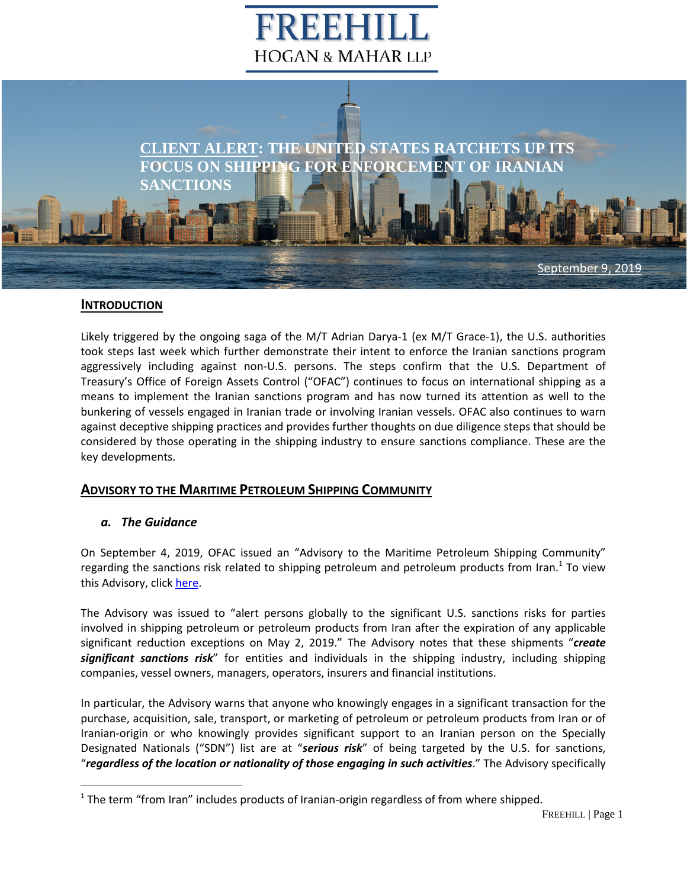# FREEHILL
HOGAN & MAHAR LLP

# CLIENT ALERT: THE UNITED STATES RATCHETS UP ITS FOCUS ON SHIPPING FOR ENFORCEMENT OF IRANIAN SANCTIONS

September 9, 2019

## INTRODUCTION

Likely triggered by the ongoing saga of the M/T Adrian Darya-1 (ex M/T Grace-1), the U.S. authorities took steps last week which further demonstrate their intent to enforce the Iranian sanctions program aggressively including against non-U.S. persons. The steps confirm that the U.S. Department of Treasury's Office of Foreign Assets Control ("OFAC") continues to focus on international shipping as a means to implement the Iranian sanctions program and has now turned its attention as well to the bunkering of vessels engaged in Iranian trade or involving Iranian vessels. OFAC also continues to warn against deceptive shipping practices and provides further thoughts on due diligence steps that should be considered by those operating in the shipping industry to ensure sanctions compliance. These are the key developments.

## ADVISORY TO THE MARITIME PETROLEUM SHIPPING COMMUNITY

### *a. The Guidance*

On September 4, 2019, OFAC issued an "Advisory to the Maritime Petroleum Shipping Community" regarding the sanctions risk related to shipping petroleum and petroleum products from Iran.[1] To view this Advisory, click here.

The Advisory was issued to "alert persons globally to the significant U.S. sanctions risks for parties involved in shipping petroleum or petroleum products from Iran after the expiration of any applicable significant reduction exceptions on May 2, 2019." The Advisory notes that these shipments "***create significant sanctions risk***" for entities and individuals in the shipping industry, including shipping companies, vessel owners, managers, operators, insurers and financial institutions.

In particular, the Advisory warns that anyone who knowingly engages in a significant transaction for the purchase, acquisition, sale, transport, or marketing of petroleum or petroleum products from Iran or of Iranian-origin or who knowingly provides significant support to an Iranian person on the Specially Designated Nationals ("SDN") list are at "***serious risk***" of being targeted by the U.S. for sanctions, "***regardless of the location or nationality of those engaging in such activities***." The Advisory specifically

[1] The term "from Iran" includes products of Iranian-origin regardless of from where shipped.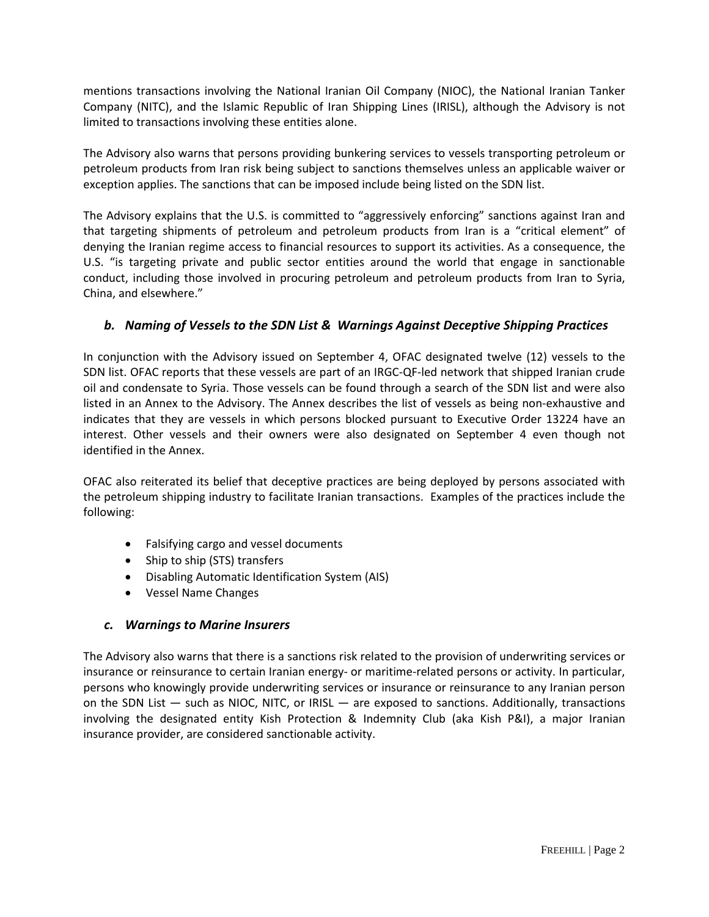mentions transactions involving the National Iranian Oil Company (NIOC), the National Iranian Tanker Company (NITC), and the Islamic Republic of Iran Shipping Lines (IRISL), although the Advisory is not limited to transactions involving these entities alone.

The Advisory also warns that persons providing bunkering services to vessels transporting petroleum or petroleum products from Iran risk being subject to sanctions themselves unless an applicable waiver or exception applies. The sanctions that can be imposed include being listed on the SDN list.

The Advisory explains that the U.S. is committed to "aggressively enforcing" sanctions against Iran and that targeting shipments of petroleum and petroleum products from Iran is a "critical element" of denying the Iranian regime access to financial resources to support its activities. As a consequence, the U.S. "is targeting private and public sector entities around the world that engage in sanctionable conduct, including those involved in procuring petroleum and petroleum products from Iran to Syria, China, and elsewhere."

### *b. Naming of Vessels to the SDN List & Warnings Against Deceptive Shipping Practices*

In conjunction with the Advisory issued on September 4, OFAC designated twelve (12) vessels to the SDN list. OFAC reports that these vessels are part of an IRGC-QF-led network that shipped Iranian crude oil and condensate to Syria. Those vessels can be found through a search of the SDN list and were also listed in an Annex to the Advisory. The Annex describes the list of vessels as being non-exhaustive and indicates that they are vessels in which persons blocked pursuant to Executive Order 13224 have an interest. Other vessels and their owners were also designated on September 4 even though not identified in the Annex.

OFAC also reiterated its belief that deceptive practices are being deployed by persons associated with the petroleum shipping industry to facilitate Iranian transactions. Examples of the practices include the following:

- Falsifying cargo and vessel documents
- Ship to ship (STS) transfers
- Disabling Automatic Identification System (AIS)
- Vessel Name Changes

### *c. Warnings to Marine Insurers*

The Advisory also warns that there is a sanctions risk related to the provision of underwriting services or insurance or reinsurance to certain Iranian energy- or maritime-related persons or activity. In particular, persons who knowingly provide underwriting services or insurance or reinsurance to any Iranian person on the SDN List — such as NIOC, NITC, or IRISL — are exposed to sanctions. Additionally, transactions involving the designated entity Kish Protection & Indemnity Club (aka Kish P&I), a major Iranian insurance provider, are considered sanctionable activity.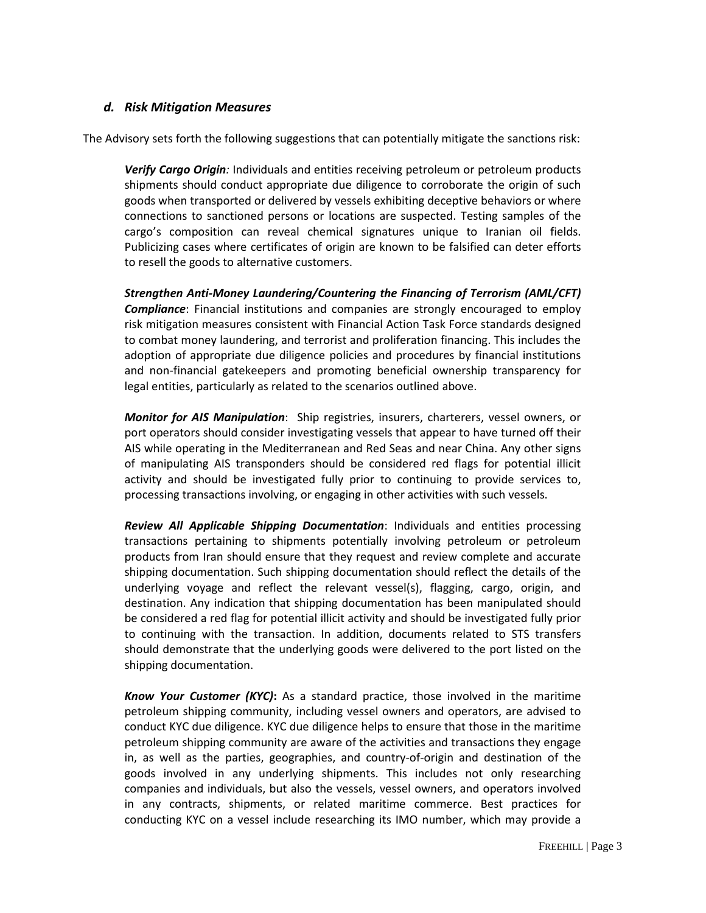### *d. Risk Mitigation Measures*

The Advisory sets forth the following suggestions that can potentially mitigate the sanctions risk:

> ***Verify Cargo Origin****:* Individuals and entities receiving petroleum or petroleum products shipments should conduct appropriate due diligence to corroborate the origin of such goods when transported or delivered by vessels exhibiting deceptive behaviors or where connections to sanctioned persons or locations are suspected. Testing samples of the cargo's composition can reveal chemical signatures unique to Iranian oil fields. Publicizing cases where certificates of origin are known to be falsified can deter efforts to resell the goods to alternative customers.
>
> ***Strengthen Anti-Money Laundering/Countering the Financing of Terrorism (AML/CFT) Compliance***: Financial institutions and companies are strongly encouraged to employ risk mitigation measures consistent with Financial Action Task Force standards designed to combat money laundering, and terrorist and proliferation financing. This includes the adoption of appropriate due diligence policies and procedures by financial institutions and non-financial gatekeepers and promoting beneficial ownership transparency for legal entities, particularly as related to the scenarios outlined above.
>
> ***Monitor for AIS Manipulation***: Ship registries, insurers, charterers, vessel owners, or port operators should consider investigating vessels that appear to have turned off their AIS while operating in the Mediterranean and Red Seas and near China. Any other signs of manipulating AIS transponders should be considered red flags for potential illicit activity and should be investigated fully prior to continuing to provide services to, processing transactions involving, or engaging in other activities with such vessels.
>
> ***Review All Applicable Shipping Documentation***: Individuals and entities processing transactions pertaining to shipments potentially involving petroleum or petroleum products from Iran should ensure that they request and review complete and accurate shipping documentation. Such shipping documentation should reflect the details of the underlying voyage and reflect the relevant vessel(s), flagging, cargo, origin, and destination. Any indication that shipping documentation has been manipulated should be considered a red flag for potential illicit activity and should be investigated fully prior to continuing with the transaction. In addition, documents related to STS transfers should demonstrate that the underlying goods were delivered to the port listed on the shipping documentation.
>
> ***Know Your Customer (KYC)*****:** As a standard practice, those involved in the maritime petroleum shipping community, including vessel owners and operators, are advised to conduct KYC due diligence. KYC due diligence helps to ensure that those in the maritime petroleum shipping community are aware of the activities and transactions they engage in, as well as the parties, geographies, and country-of-origin and destination of the goods involved in any underlying shipments. This includes not only researching companies and individuals, but also the vessels, vessel owners, and operators involved in any contracts, shipments, or related maritime commerce. Best practices for conducting KYC on a vessel include researching its IMO number, which may provide a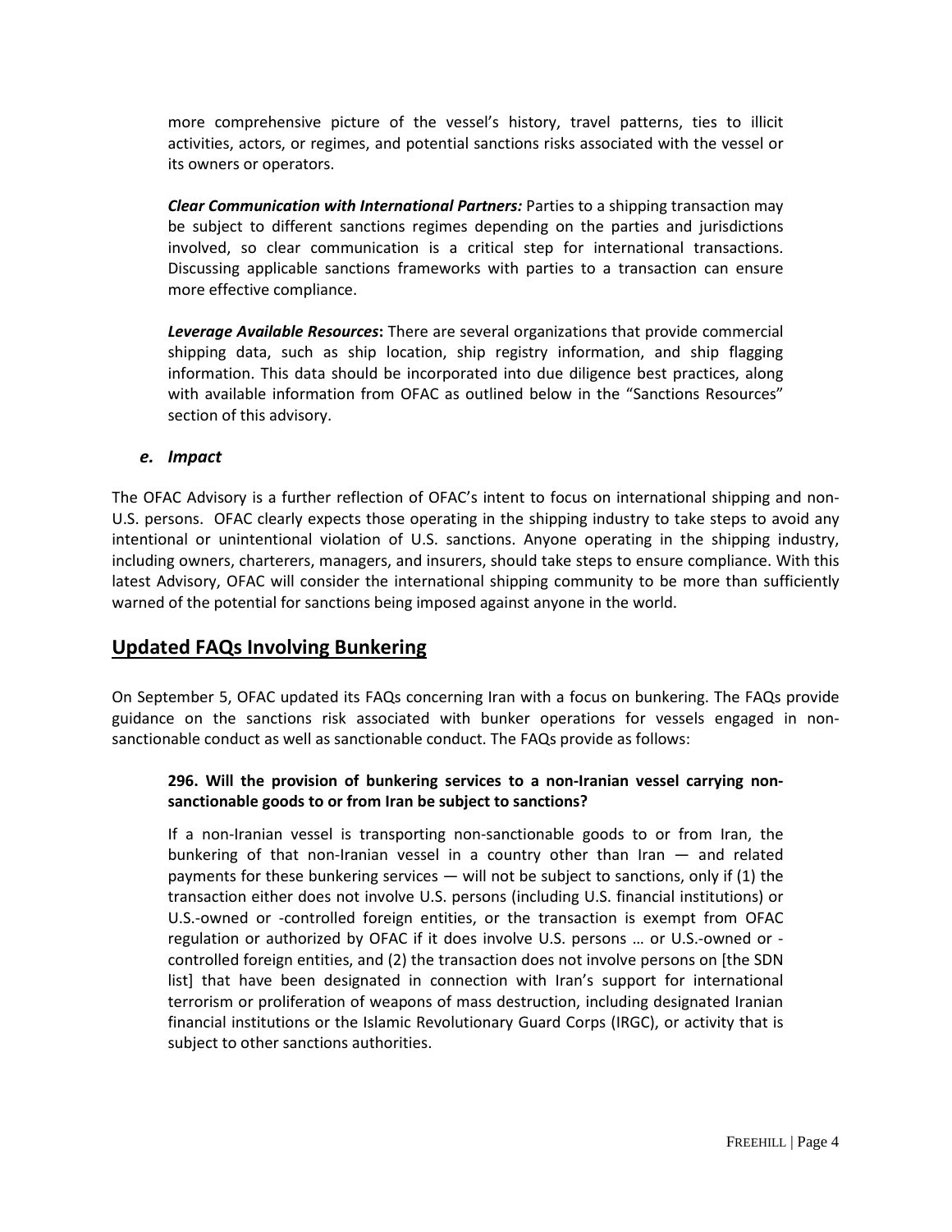more comprehensive picture of the vessel's history, travel patterns, ties to illicit activities, actors, or regimes, and potential sanctions risks associated with the vessel or its owners or operators.

***Clear Communication with International Partners:*** Parties to a shipping transaction may be subject to different sanctions regimes depending on the parties and jurisdictions involved, so clear communication is a critical step for international transactions. Discussing applicable sanctions frameworks with parties to a transaction can ensure more effective compliance.

***Leverage Available Resources*:** There are several organizations that provide commercial shipping data, such as ship location, ship registry information, and ship flagging information. This data should be incorporated into due diligence best practices, along with available information from OFAC as outlined below in the "Sanctions Resources" section of this advisory.

### *e. Impact*

The OFAC Advisory is a further reflection of OFAC's intent to focus on international shipping and non-U.S. persons. OFAC clearly expects those operating in the shipping industry to take steps to avoid any intentional or unintentional violation of U.S. sanctions. Anyone operating in the shipping industry, including owners, charterers, managers, and insurers, should take steps to ensure compliance. With this latest Advisory, OFAC will consider the international shipping community to be more than sufficiently warned of the potential for sanctions being imposed against anyone in the world.

## Updated FAQs Involving Bunkering

On September 5, OFAC updated its FAQs concerning Iran with a focus on bunkering. The FAQs provide guidance on the sanctions risk associated with bunker operations for vessels engaged in non-sanctionable conduct as well as sanctionable conduct. The FAQs provide as follows:

> **296. Will the provision of bunkering services to a non-Iranian vessel carrying non-sanctionable goods to or from Iran be subject to sanctions?**
>
> If a non-Iranian vessel is transporting non-sanctionable goods to or from Iran, the bunkering of that non-Iranian vessel in a country other than Iran — and related payments for these bunkering services — will not be subject to sanctions, only if (1) the transaction either does not involve U.S. persons (including U.S. financial institutions) or U.S.-owned or -controlled foreign entities, or the transaction is exempt from OFAC regulation or authorized by OFAC if it does involve U.S. persons … or U.S.-owned or -controlled foreign entities, and (2) the transaction does not involve persons on [the SDN list] that have been designated in connection with Iran's support for international terrorism or proliferation of weapons of mass destruction, including designated Iranian financial institutions or the Islamic Revolutionary Guard Corps (IRGC), or activity that is subject to other sanctions authorities.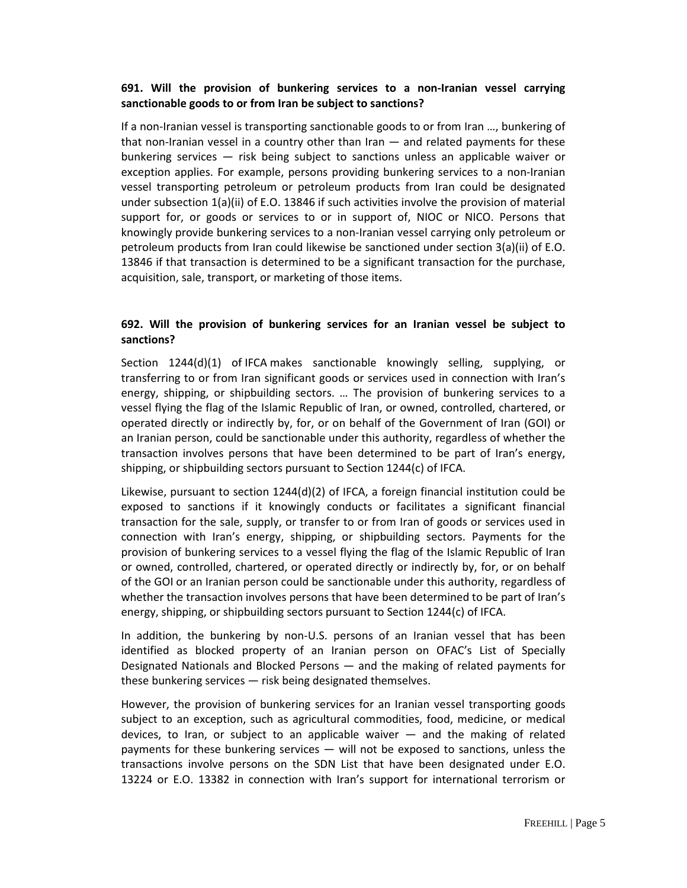**691. Will the provision of bunkering services to a non-Iranian vessel carrying sanctionable goods to or from Iran be subject to sanctions?**

If a non-Iranian vessel is transporting sanctionable goods to or from Iran …, bunkering of that non-Iranian vessel in a country other than Iran — and related payments for these bunkering services — risk being subject to sanctions unless an applicable waiver or exception applies. For example, persons providing bunkering services to a non-Iranian vessel transporting petroleum or petroleum products from Iran could be designated under subsection 1(a)(ii) of E.O. 13846 if such activities involve the provision of material support for, or goods or services to or in support of, NIOC or NICO. Persons that knowingly provide bunkering services to a non-Iranian vessel carrying only petroleum or petroleum products from Iran could likewise be sanctioned under section 3(a)(ii) of E.O. 13846 if that transaction is determined to be a significant transaction for the purchase, acquisition, sale, transport, or marketing of those items.

**692. Will the provision of bunkering services for an Iranian vessel be subject to sanctions?**

Section 1244(d)(1) of IFCA makes sanctionable knowingly selling, supplying, or transferring to or from Iran significant goods or services used in connection with Iran's energy, shipping, or shipbuilding sectors. … The provision of bunkering services to a vessel flying the flag of the Islamic Republic of Iran, or owned, controlled, chartered, or operated directly or indirectly by, for, or on behalf of the Government of Iran (GOI) or an Iranian person, could be sanctionable under this authority, regardless of whether the transaction involves persons that have been determined to be part of Iran's energy, shipping, or shipbuilding sectors pursuant to Section 1244(c) of IFCA.

Likewise, pursuant to section 1244(d)(2) of IFCA, a foreign financial institution could be exposed to sanctions if it knowingly conducts or facilitates a significant financial transaction for the sale, supply, or transfer to or from Iran of goods or services used in connection with Iran's energy, shipping, or shipbuilding sectors. Payments for the provision of bunkering services to a vessel flying the flag of the Islamic Republic of Iran or owned, controlled, chartered, or operated directly or indirectly by, for, or on behalf of the GOI or an Iranian person could be sanctionable under this authority, regardless of whether the transaction involves persons that have been determined to be part of Iran's energy, shipping, or shipbuilding sectors pursuant to Section 1244(c) of IFCA.

In addition, the bunkering by non-U.S. persons of an Iranian vessel that has been identified as blocked property of an Iranian person on OFAC's List of Specially Designated Nationals and Blocked Persons — and the making of related payments for these bunkering services — risk being designated themselves.

However, the provision of bunkering services for an Iranian vessel transporting goods subject to an exception, such as agricultural commodities, food, medicine, or medical devices, to Iran, or subject to an applicable waiver — and the making of related payments for these bunkering services — will not be exposed to sanctions, unless the transactions involve persons on the SDN List that have been designated under E.O. 13224 or E.O. 13382 in connection with Iran's support for international terrorism or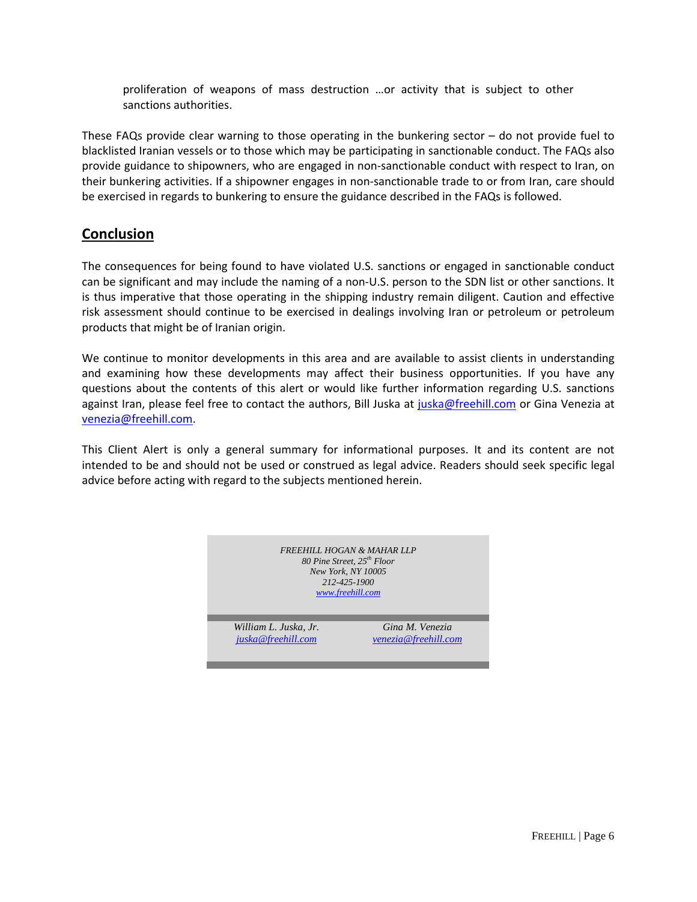> proliferation of weapons of mass destruction …or activity that is subject to other sanctions authorities.

These FAQs provide clear warning to those operating in the bunkering sector – do not provide fuel to blacklisted Iranian vessels or to those which may be participating in sanctionable conduct. The FAQs also provide guidance to shipowners, who are engaged in non-sanctionable conduct with respect to Iran, on their bunkering activities. If a shipowner engages in non-sanctionable trade to or from Iran, care should be exercised in regards to bunkering to ensure the guidance described in the FAQs is followed.

## Conclusion

The consequences for being found to have violated U.S. sanctions or engaged in sanctionable conduct can be significant and may include the naming of a non-U.S. person to the SDN list or other sanctions. It is thus imperative that those operating in the shipping industry remain diligent. Caution and effective risk assessment should continue to be exercised in dealings involving Iran or petroleum or petroleum products that might be of Iranian origin.

We continue to monitor developments in this area and are available to assist clients in understanding and examining how these developments may affect their business opportunities. If you have any questions about the contents of this alert or would like further information regarding U.S. sanctions against Iran, please feel free to contact the authors, Bill Juska at juska@freehill.com or Gina Venezia at venezia@freehill.com.

This Client Alert is only a general summary for informational purposes. It and its content are not intended to be and should not be used or construed as legal advice. Readers should seek specific legal advice before acting with regard to the subjects mentioned herein.

*FREEHILL HOGAN & MAHAR LLP*
*80 Pine Street, 25th Floor*
*New York, NY 10005*
*212-425-1900*
*www.freehill.com*

| | |
|---|---|
| *William L. Juska, Jr.* | *Gina M. Venezia* |
| *juska@freehill.com* | *venezia@freehill.com* |